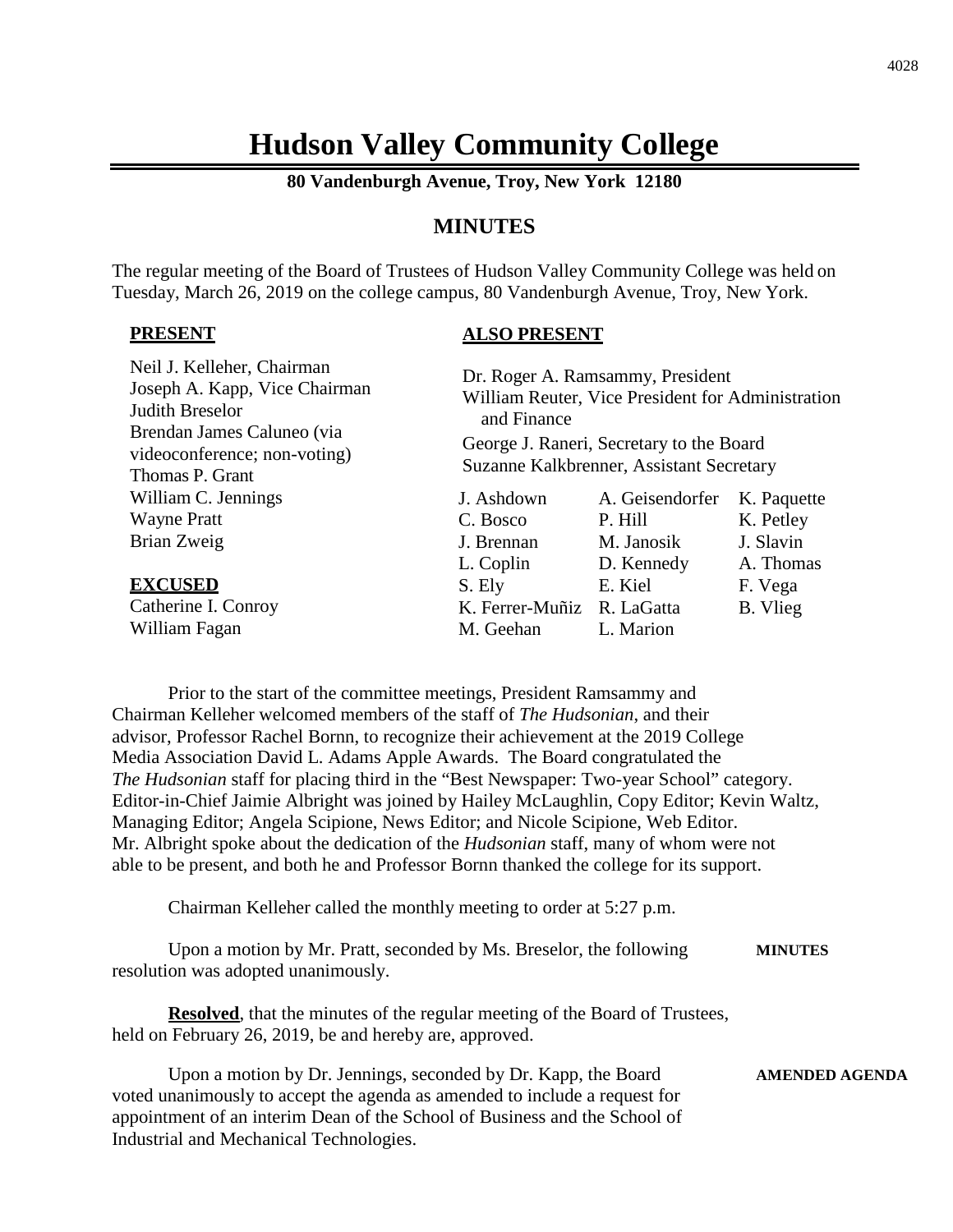# Hudson Valley Community College

**80 Vandenburgh Avenue, Troy, New York 12180**

## MINUTES

The regular meeting of the Board of Trustees of Hudson Valley Community College was held on Tuesday, March 26, 2019 on the college campus, 80 Vandenburgh Avenue, Troy, New York.

**PRESENT**

Neil J. Kelleher, Chairman
Joseph A. Kapp, Vice Chairman
Judith Breselor
Brendan James Caluneo (via videoconference; non-voting)
Thomas P. Grant
William C. Jennings
Wayne Pratt
Brian Zweig

**EXCUSED**

Catherine I. Conroy
William Fagan

**ALSO PRESENT**

Dr. Roger A. Ramsammy, President
William Reuter, Vice President for Administration and Finance
George J. Raneri, Secretary to the Board
Suzanne Kalkbrenner, Assistant Secretary

| | | |
|---|---|---|
| J. Ashdown | A. Geisendorfer | K. Paquette |
| C. Bosco | P. Hill | K. Petley |
| J. Brennan | M. Janosik | J. Slavin |
| L. Coplin | D. Kennedy | A. Thomas |
| S. Ely | E. Kiel | F. Vega |
| K. Ferrer-Muñiz | R. LaGatta | B. Vlieg |
| M. Geehan | L. Marion | |

Prior to the start of the committee meetings, President Ramsammy and Chairman Kelleher welcomed members of the staff of *The Hudsonian*, and their advisor, Professor Rachel Bornn, to recognize their achievement at the 2019 College Media Association David L. Adams Apple Awards. The Board congratulated the *The Hudsonian* staff for placing third in the "Best Newspaper: Two-year School" category. Editor-in-Chief Jaimie Albright was joined by Hailey McLaughlin, Copy Editor; Kevin Waltz, Managing Editor; Angela Scipione, News Editor; and Nicole Scipione, Web Editor. Mr. Albright spoke about the dedication of the *Hudsonian* staff, many of whom were not able to be present, and both he and Professor Bornn thanked the college for its support.

Chairman Kelleher called the monthly meeting to order at 5:27 p.m.

**MINUTES**

Upon a motion by Mr. Pratt, seconded by Ms. Breselor, the following resolution was adopted unanimously.

**Resolved**, that the minutes of the regular meeting of the Board of Trustees, held on February 26, 2019, be and hereby are, approved.

**AMENDED AGENDA**

Upon a motion by Dr. Jennings, seconded by Dr. Kapp, the Board voted unanimously to accept the agenda as amended to include a request for appointment of an interim Dean of the School of Business and the School of Industrial and Mechanical Technologies.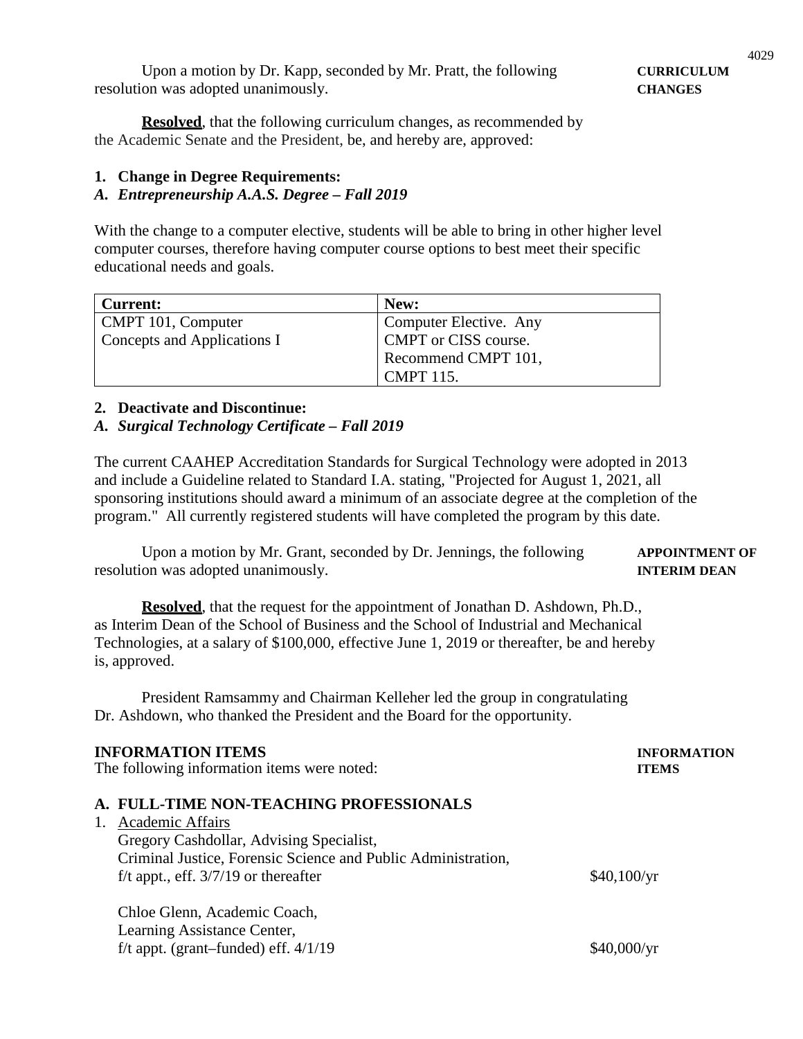Upon a motion by Dr. Kapp, seconded by Mr. Pratt, the following resolution was adopted unanimously.

**CURRICULUM CHANGES**

**Resolved**, that the following curriculum changes, as recommended by the Academic Senate and the President, be, and hereby are, approved:

**1. Change in Degree Requirements:**

***A. Entrepreneurship A.A.S. Degree – Fall 2019***

With the change to a computer elective, students will be able to bring in other higher level computer courses, therefore having computer course options to best meet their specific educational needs and goals.

| Current: | New: |
|---|---|
| CMPT 101, Computer Concepts and Applications I | Computer Elective. Any CMPT or CISS course. Recommend CMPT 101, CMPT 115. |

**2. Deactivate and Discontinue:**

***A. Surgical Technology Certificate – Fall 2019***

The current CAAHEP Accreditation Standards for Surgical Technology were adopted in 2013 and include a Guideline related to Standard I.A. stating, "Projected for August 1, 2021, all sponsoring institutions should award a minimum of an associate degree at the completion of the program." All currently registered students will have completed the program by this date.

Upon a motion by Mr. Grant, seconded by Dr. Jennings, the following resolution was adopted unanimously.

**APPOINTMENT OF INTERIM DEAN**

**Resolved**, that the request for the appointment of Jonathan D. Ashdown, Ph.D., as Interim Dean of the School of Business and the School of Industrial and Mechanical Technologies, at a salary of $100,000, effective June 1, 2019 or thereafter, be and hereby is, approved.

President Ramsammy and Chairman Kelleher led the group in congratulating Dr. Ashdown, who thanked the President and the Board for the opportunity.

## INFORMATION ITEMS

**INFORMATION ITEMS**

The following information items were noted:

### A. FULL-TIME NON-TEACHING PROFESSIONALS

1. Academic Affairs

   Gregory Cashdollar, Advising Specialist,
   Criminal Justice, Forensic Science and Public Administration,
   f/t appt., eff. 3/7/19 or thereafter — $40,100/yr

   Chloe Glenn, Academic Coach,
   Learning Assistance Center,
   f/t appt. (grant–funded) eff. 4/1/19 — $40,000/yr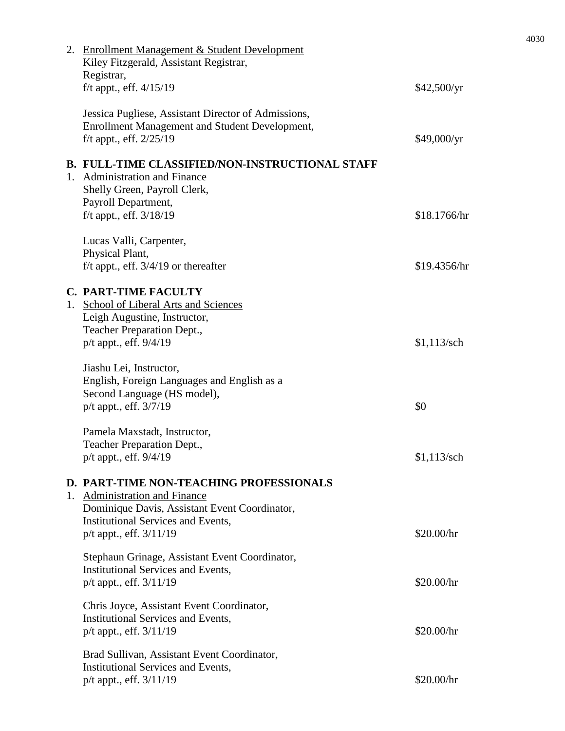2. Enrollment Management & Student Development

   Kiley Fitzgerald, Assistant Registrar,
   Registrar,
   f/t appt., eff. 4/15/19 — $42,500/yr

   Jessica Pugliese, Assistant Director of Admissions,
   Enrollment Management and Student Development,
   f/t appt., eff. 2/25/19 — $49,000/yr

**B. FULL-TIME CLASSIFIED/NON-INSTRUCTIONAL STAFF**

1. Administration and Finance

   Shelly Green, Payroll Clerk,
   Payroll Department,
   f/t appt., eff. 3/18/19 — $18.1766/hr

   Lucas Valli, Carpenter,
   Physical Plant,
   f/t appt., eff. 3/4/19 or thereafter — $19.4356/hr

**C. PART-TIME FACULTY**

1. School of Liberal Arts and Sciences

   Leigh Augustine, Instructor,
   Teacher Preparation Dept.,
   p/t appt., eff. 9/4/19 — $1,113/sch

   Jiashu Lei, Instructor,
   English, Foreign Languages and English as a
   Second Language (HS model),
   p/t appt., eff. 3/7/19 — $0

   Pamela Maxstadt, Instructor,
   Teacher Preparation Dept.,
   p/t appt., eff. 9/4/19 — $1,113/sch

**D. PART-TIME NON-TEACHING PROFESSIONALS**

1. Administration and Finance

   Dominique Davis, Assistant Event Coordinator,
   Institutional Services and Events,
   p/t appt., eff. 3/11/19 — $20.00/hr

   Stephaun Grinage, Assistant Event Coordinator,
   Institutional Services and Events,
   p/t appt., eff. 3/11/19 — $20.00/hr

   Chris Joyce, Assistant Event Coordinator,
   Institutional Services and Events,
   p/t appt., eff. 3/11/19 — $20.00/hr

   Brad Sullivan, Assistant Event Coordinator,
   Institutional Services and Events,
   p/t appt., eff. 3/11/19 — $20.00/hr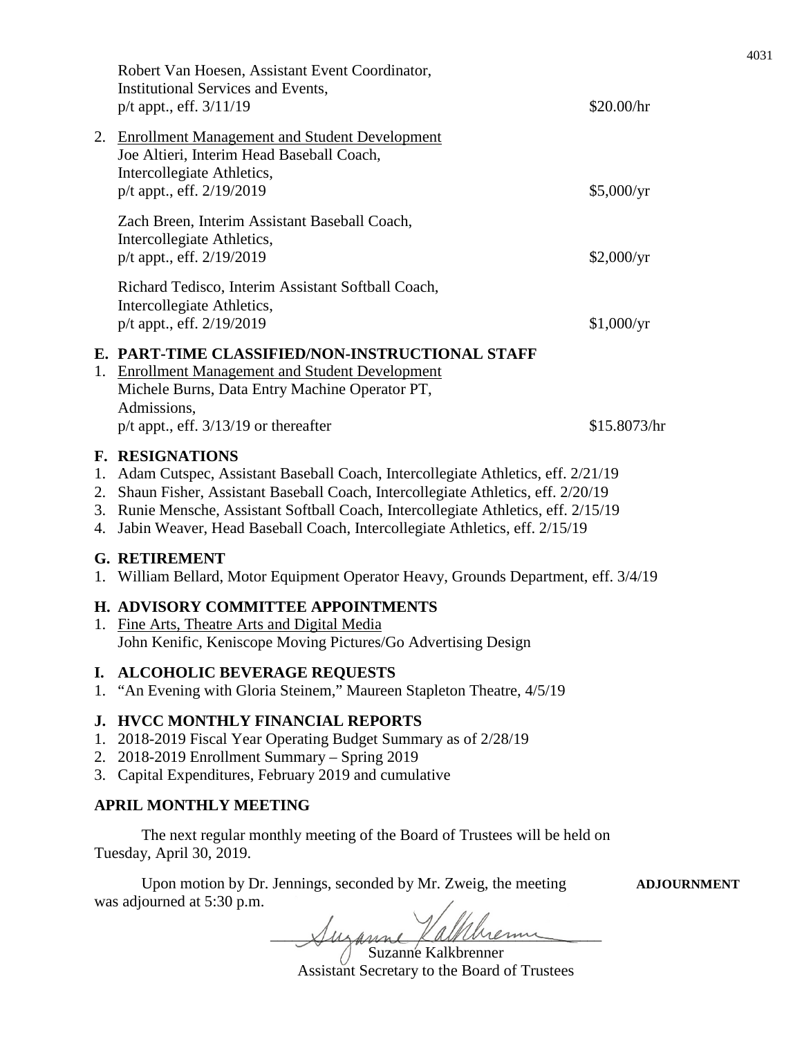Robert Van Hoesen, Assistant Event Coordinator,
Institutional Services and Events,
p/t appt., eff. 3/11/19 — $20.00/hr

2. Enrollment Management and Student Development
   Joe Altieri, Interim Head Baseball Coach,
   Intercollegiate Athletics,
   p/t appt., eff. 2/19/2019 — $5,000/yr

   Zach Breen, Interim Assistant Baseball Coach,
   Intercollegiate Athletics,
   p/t appt., eff. 2/19/2019 — $2,000/yr

   Richard Tedisco, Interim Assistant Softball Coach,
   Intercollegiate Athletics,
   p/t appt., eff. 2/19/2019 — $1,000/yr

**E. PART-TIME CLASSIFIED/NON-INSTRUCTIONAL STAFF**

1. Enrollment Management and Student Development
   Michele Burns, Data Entry Machine Operator PT,
   Admissions,
   p/t appt., eff. 3/13/19 or thereafter — $15.8073/hr

**F. RESIGNATIONS**

1. Adam Cutspec, Assistant Baseball Coach, Intercollegiate Athletics, eff. 2/21/19
2. Shaun Fisher, Assistant Baseball Coach, Intercollegiate Athletics, eff. 2/20/19
3. Runie Mensche, Assistant Softball Coach, Intercollegiate Athletics, eff. 2/15/19
4. Jabin Weaver, Head Baseball Coach, Intercollegiate Athletics, eff. 2/15/19

**G. RETIREMENT**

1. William Bellard, Motor Equipment Operator Heavy, Grounds Department, eff. 3/4/19

**H. ADVISORY COMMITTEE APPOINTMENTS**

1. Fine Arts, Theatre Arts and Digital Media
   John Kenific, Keniscope Moving Pictures/Go Advertising Design

**I. ALCOHOLIC BEVERAGE REQUESTS**

1. "An Evening with Gloria Steinem," Maureen Stapleton Theatre, 4/5/19

**J. HVCC MONTHLY FINANCIAL REPORTS**

1. 2018-2019 Fiscal Year Operating Budget Summary as of 2/28/19
2. 2018-2019 Enrollment Summary – Spring 2019
3. Capital Expenditures, February 2019 and cumulative

**APRIL MONTHLY MEETING**

The next regular monthly meeting of the Board of Trustees will be held on Tuesday, April 30, 2019.

**ADJOURNMENT**

Upon motion by Dr. Jennings, seconded by Mr. Zweig, the meeting was adjourned at 5:30 p.m.

Suzanne Kalkbrenner
Assistant Secretary to the Board of Trustees